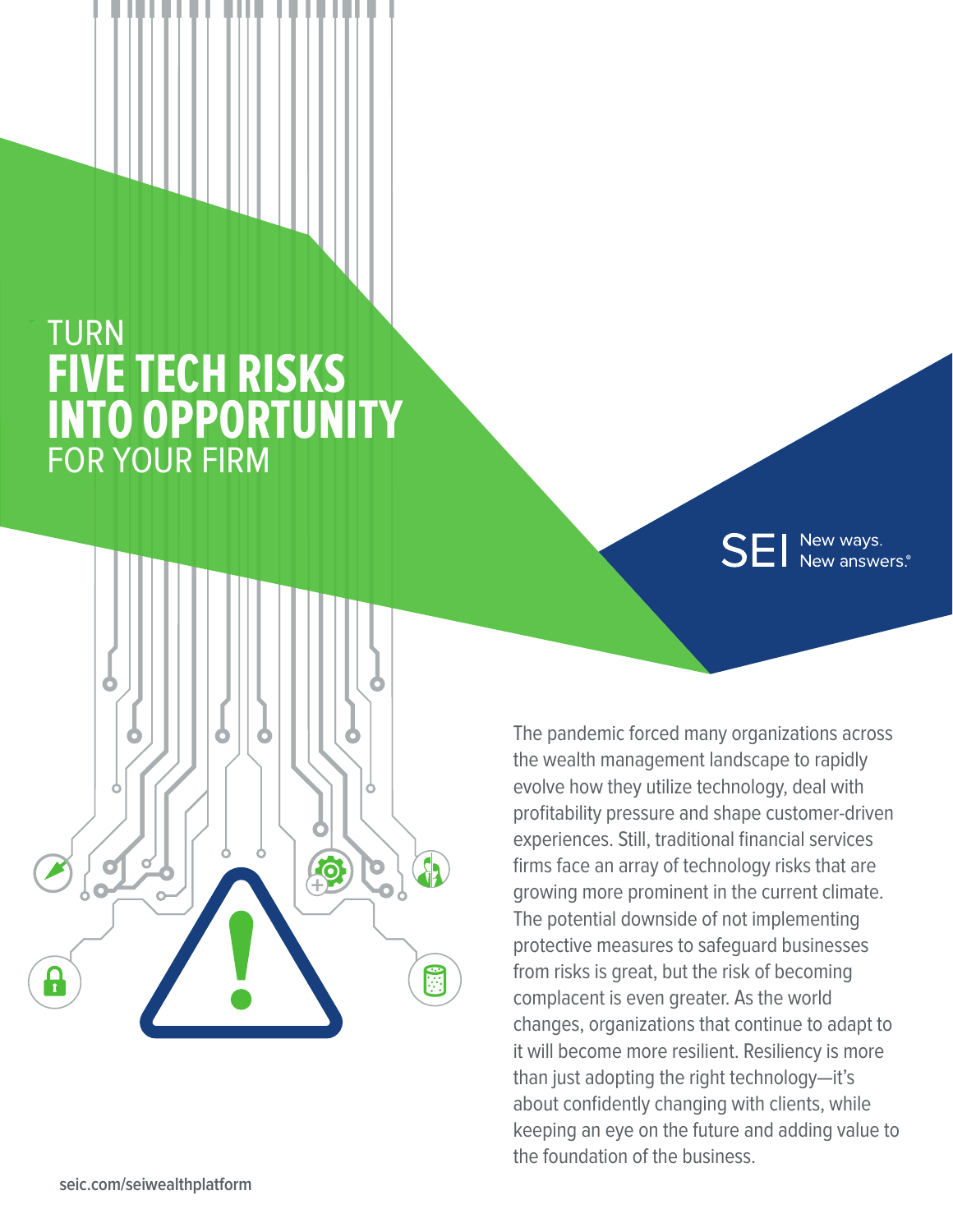# TURN **FIVE TECH RISKS INTO OPPORTUNITY** FOR YOUR FIRM

SEI New ways. New answers.®

The pandemic forced many organizations across the wealth management landscape to rapidly evolve how they utilize technology, deal with profitability pressure and shape customer-driven experiences. Still, traditional financial services firms face an array of technology risks that are growing more prominent in the current climate. The potential downside of not implementing protective measures to safeguard businesses from risks is great, but the risk of becoming complacent is even greater. As the world changes, organizations that continue to adapt to it will become more resilient. Resiliency is more than just adopting the right technology—it's about confidently changing with clients, while keeping an eye on the future and adding value to the foundation of the business.

seic.com/seiwealthplatform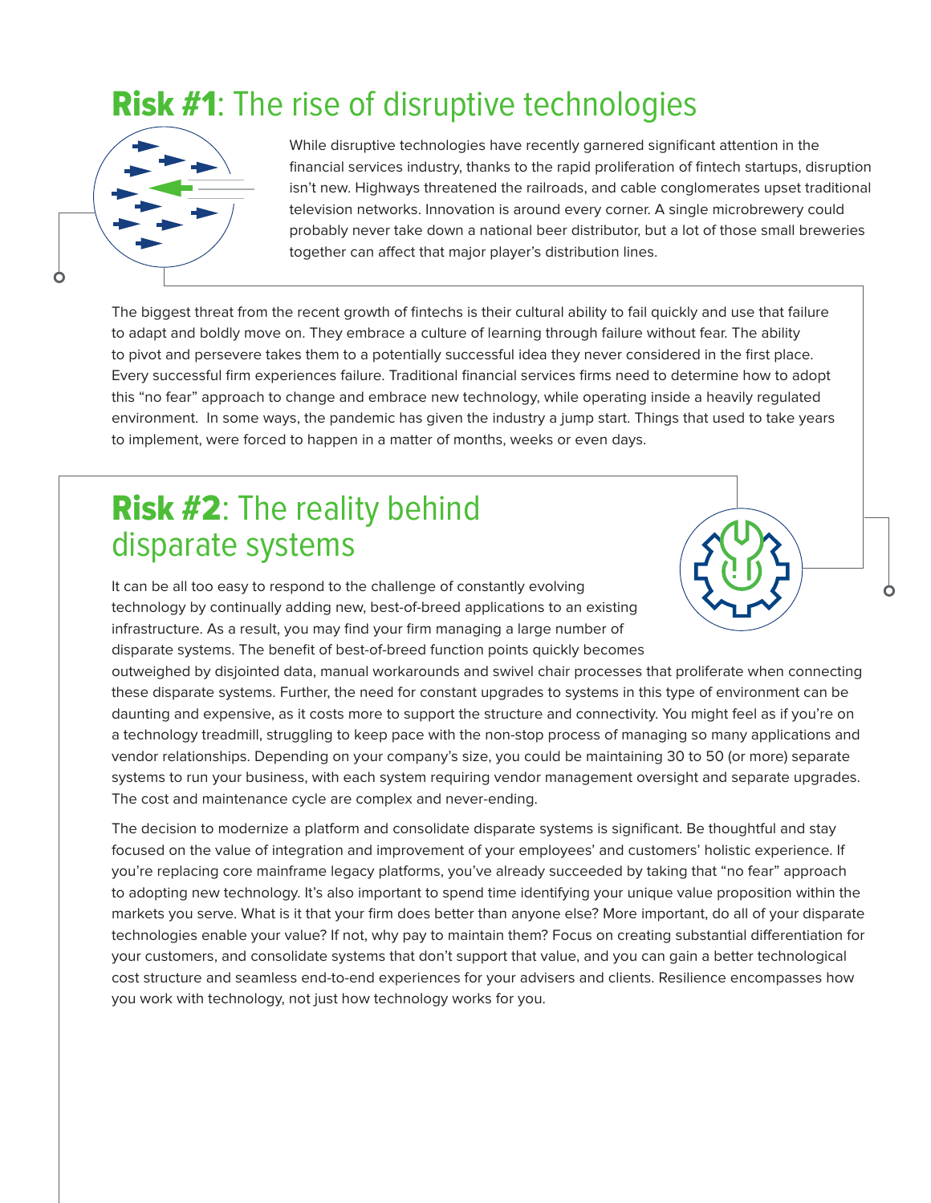## **Risk #1**: The rise of disruptive technologies

While disruptive technologies have recently garnered significant attention in the financial services industry, thanks to the rapid proliferation of fintech startups, disruption isn't new. Highways threatened the railroads, and cable conglomerates upset traditional television networks. Innovation is around every corner. A single microbrewery could probably never take down a national beer distributor, but a lot of those small breweries together can affect that major player's distribution lines.

The biggest threat from the recent growth of fintechs is their cultural ability to fail quickly and use that failure to adapt and boldly move on. They embrace a culture of learning through failure without fear. The ability to pivot and persevere takes them to a potentially successful idea they never considered in the first place. Every successful firm experiences failure. Traditional financial services firms need to determine how to adopt this "no fear" approach to change and embrace new technology, while operating inside a heavily regulated environment. In some ways, the pandemic has given the industry a jump start. Things that used to take years to implement, were forced to happen in a matter of months, weeks or even days.

## **Risk #2**: The reality behind disparate systems

It can be all too easy to respond to the challenge of constantly evolving technology by continually adding new, best-of-breed applications to an existing infrastructure. As a result, you may find your firm managing a large number of disparate systems. The benefit of best-of-breed function points quickly becomes outweighed by disjointed data, manual workarounds and swivel chair processes that proliferate when connecting these disparate systems. Further, the need for constant upgrades to systems in this type of environment can be daunting and expensive, as it costs more to support the structure and connectivity. You might feel as if you're on a technology treadmill, struggling to keep pace with the non-stop process of managing so many applications and vendor relationships. Depending on your company's size, you could be maintaining 30 to 50 (or more) separate systems to run your business, with each system requiring vendor management oversight and separate upgrades. The cost and maintenance cycle are complex and never-ending.

The decision to modernize a platform and consolidate disparate systems is significant. Be thoughtful and stay focused on the value of integration and improvement of your employees' and customers' holistic experience. If you're replacing core mainframe legacy platforms, you've already succeeded by taking that "no fear" approach to adopting new technology. It's also important to spend time identifying your unique value proposition within the markets you serve. What is it that your firm does better than anyone else? More important, do all of your disparate technologies enable your value? If not, why pay to maintain them? Focus on creating substantial differentiation for your customers, and consolidate systems that don't support that value, and you can gain a better technological cost structure and seamless end-to-end experiences for your advisers and clients. Resilience encompasses how you work with technology, not just how technology works for you.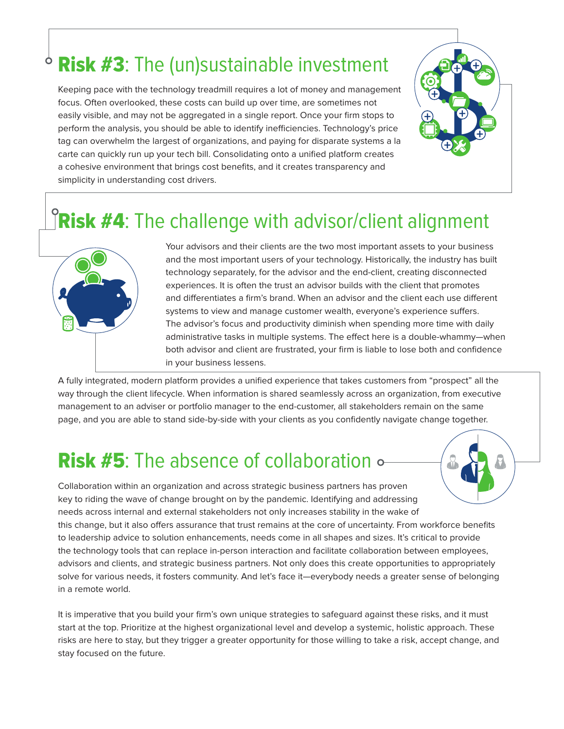## Risk #3: The (un)sustainable investment

Keeping pace with the technology treadmill requires a lot of money and management focus. Often overlooked, these costs can build up over time, are sometimes not easily visible, and may not be aggregated in a single report. Once your firm stops to perform the analysis, you should be able to identify inefficiencies. Technology's price tag can overwhelm the largest of organizations, and paying for disparate systems a la carte can quickly run up your tech bill. Consolidating onto a unified platform creates a cohesive environment that brings cost benefits, and it creates transparency and simplicity in understanding cost drivers.

## Risk #4: The challenge with advisor/client alignment

Your advisors and their clients are the two most important assets to your business and the most important users of your technology. Historically, the industry has built technology separately, for the advisor and the end-client, creating disconnected experiences. It is often the trust an advisor builds with the client that promotes and differentiates a firm's brand. When an advisor and the client each use different systems to view and manage customer wealth, everyone's experience suffers. The advisor's focus and productivity diminish when spending more time with daily administrative tasks in multiple systems. The effect here is a double-whammy—when both advisor and client are frustrated, your firm is liable to lose both and confidence in your business lessens.

A fully integrated, modern platform provides a unified experience that takes customers from "prospect" all the way through the client lifecycle. When information is shared seamlessly across an organization, from executive management to an adviser or portfolio manager to the end-customer, all stakeholders remain on the same page, and you are able to stand side-by-side with your clients as you confidently navigate change together.

## Risk #5: The absence of collaboration

Collaboration within an organization and across strategic business partners has proven key to riding the wave of change brought on by the pandemic. Identifying and addressing needs across internal and external stakeholders not only increases stability in the wake of this change, but it also offers assurance that trust remains at the core of uncertainty. From workforce benefits to leadership advice to solution enhancements, needs come in all shapes and sizes. It's critical to provide the technology tools that can replace in-person interaction and facilitate collaboration between employees, advisors and clients, and strategic business partners. Not only does this create opportunities to appropriately solve for various needs, it fosters community. And let's face it—everybody needs a greater sense of belonging in a remote world.

It is imperative that you build your firm's own unique strategies to safeguard against these risks, and it must start at the top. Prioritize at the highest organizational level and develop a systemic, holistic approach. These risks are here to stay, but they trigger a greater opportunity for those willing to take a risk, accept change, and stay focused on the future.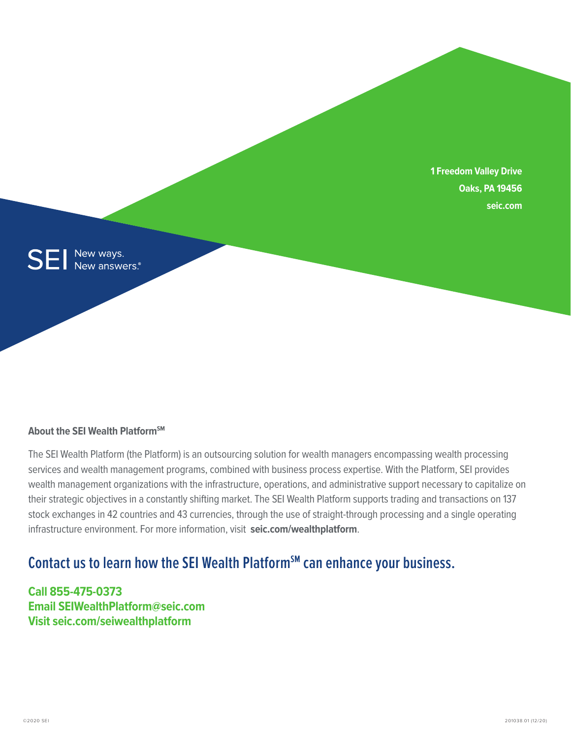1 Freedom Valley Drive
Oaks, PA 19456
seic.com

SEI New ways. New answers.®

**About the SEI Wealth Platform[SM]**

The SEI Wealth Platform (the Platform) is an outsourcing solution for wealth managers encompassing wealth processing services and wealth management programs, combined with business process expertise. With the Platform, SEI provides wealth management organizations with the infrastructure, operations, and administrative support necessary to capitalize on their strategic objectives in a constantly shifting market. The SEI Wealth Platform supports trading and transactions on 137 stock exchanges in 42 countries and 43 currencies, through the use of straight-through processing and a single operating infrastructure environment. For more information, visit **seic.com/wealthplatform**.

## Contact us to learn how the SEI Wealth Platform[SM] can enhance your business.

**Call 855-475-0373**
**Email SEIWealthPlatform@seic.com**
**Visit seic.com/seiwealthplatform**

©2020 SEI

201038.01 (12/20)